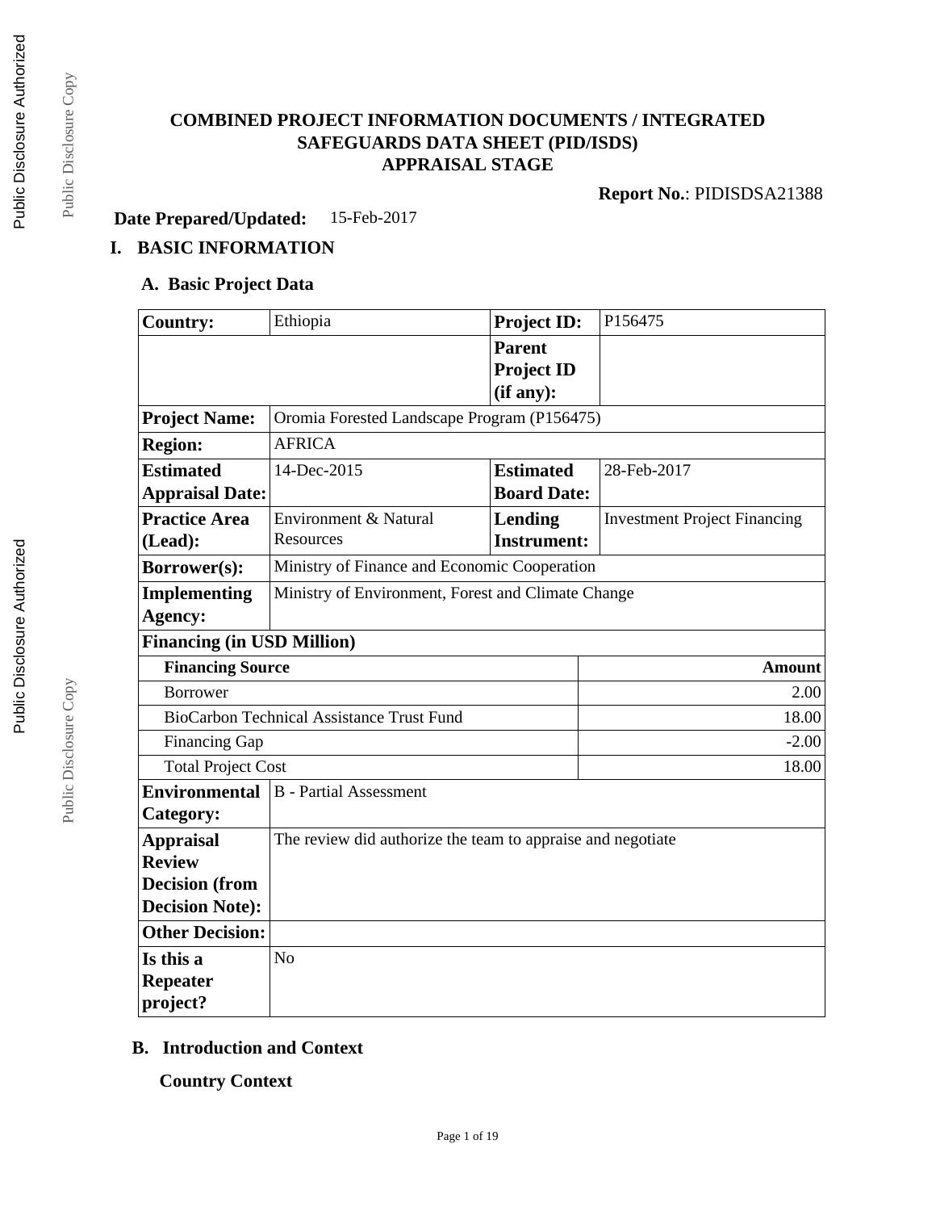# COMBINED PROJECT INFORMATION DOCUMENTS / INTEGRATED SAFEGUARDS DATA SHEET (PID/ISDS)
## APPRAISAL STAGE

**Report No.**: PIDISDSA21388

**Date Prepared/Updated:** 15-Feb-2017

## I. BASIC INFORMATION

### A. Basic Project Data

| **Country:** | Ethiopia | **Project ID:** | P156475 |
|---|---|---|---|
| | | **Parent Project ID (if any):** | |
| **Project Name:** | Oromia Forested Landscape Program (P156475) | | |
| **Region:** | AFRICA | | |
| **Estimated Appraisal Date:** | 14-Dec-2015 | **Estimated Board Date:** | 28-Feb-2017 |
| **Practice Area (Lead):** | Environment & Natural Resources | **Lending Instrument:** | Investment Project Financing |
| **Borrower(s):** | Ministry of Finance and Economic Cooperation | | |
| **Implementing Agency:** | Ministry of Environment, Forest and Climate Change | | |

**Financing (in USD Million)**

| **Financing Source** | **Amount** |
|---|---:|
| Borrower | 2.00 |
| BioCarbon Technical Assistance Trust Fund | 18.00 |
| Financing Gap | -2.00 |
| Total Project Cost | 18.00 |

| | |
|---|---|
| **Environmental Category:** | B - Partial Assessment |
| **Appraisal Review Decision (from Decision Note):** | The review did authorize the team to appraise and negotiate |
| **Other Decision:** | |
| **Is this a Repeater project?** | No |

### B. Introduction and Context

#### Country Context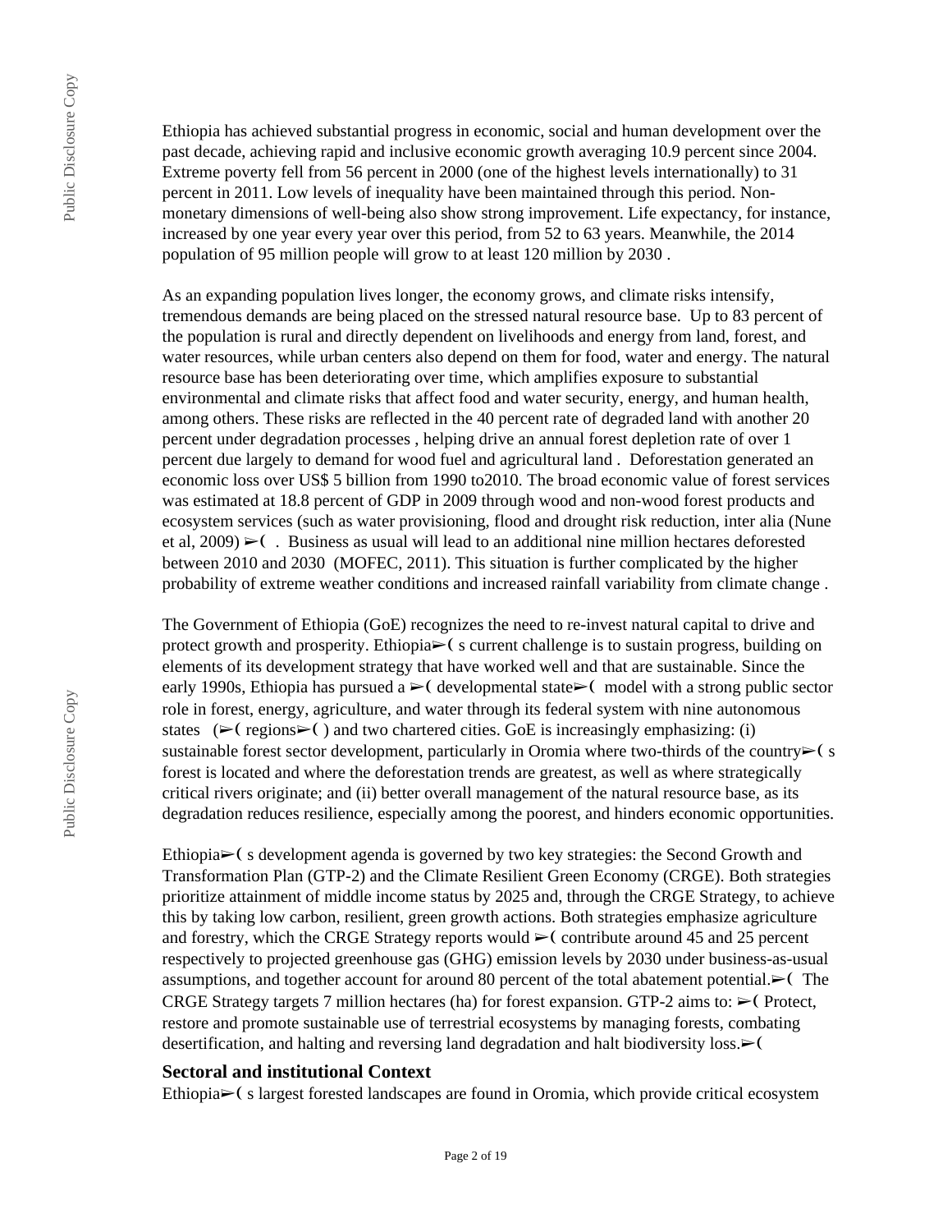Ethiopia has achieved substantial progress in economic, social and human development over the past decade, achieving rapid and inclusive economic growth averaging 10.9 percent since 2004. Extreme poverty fell from 56 percent in 2000 (one of the highest levels internationally) to 31 percent in 2011. Low levels of inequality have been maintained through this period. Non-monetary dimensions of well-being also show strong improvement. Life expectancy, for instance, increased by one year every year over this period, from 52 to 63 years. Meanwhile, the 2014 population of 95 million people will grow to at least 120 million by 2030 .

As an expanding population lives longer, the economy grows, and climate risks intensify, tremendous demands are being placed on the stressed natural resource base. Up to 83 percent of the population is rural and directly dependent on livelihoods and energy from land, forest, and water resources, while urban centers also depend on them for food, water and energy. The natural resource base has been deteriorating over time, which amplifies exposure to substantial environmental and climate risks that affect food and water security, energy, and human health, among others. These risks are reflected in the 40 percent rate of degraded land with another 20 percent under degradation processes , helping drive an annual forest depletion rate of over 1 percent due largely to demand for wood fuel and agricultural land . Deforestation generated an economic loss over US$ 5 billion from 1990 to2010. The broad economic value of forest services was estimated at 18.8 percent of GDP in 2009 through wood and non-wood forest products and ecosystem services (such as water provisioning, flood and drought risk reduction, inter alia (Nune et al, 2009) ➢( . Business as usual will lead to an additional nine million hectares deforested between 2010 and 2030 (MOFEC, 2011). This situation is further complicated by the higher probability of extreme weather conditions and increased rainfall variability from climate change .

The Government of Ethiopia (GoE) recognizes the need to re-invest natural capital to drive and protect growth and prosperity. Ethiopia➢( s current challenge is to sustain progress, building on elements of its development strategy that have worked well and that are sustainable. Since the early 1990s, Ethiopia has pursued a ➢( developmental state➢( model with a strong public sector role in forest, energy, agriculture, and water through its federal system with nine autonomous states (➢( regions➢( ) and two chartered cities. GoE is increasingly emphasizing: (i) sustainable forest sector development, particularly in Oromia where two-thirds of the country➢( s forest is located and where the deforestation trends are greatest, as well as where strategically critical rivers originate; and (ii) better overall management of the natural resource base, as its degradation reduces resilience, especially among the poorest, and hinders economic opportunities.

Ethiopia➢( s development agenda is governed by two key strategies: the Second Growth and Transformation Plan (GTP-2) and the Climate Resilient Green Economy (CRGE). Both strategies prioritize attainment of middle income status by 2025 and, through the CRGE Strategy, to achieve this by taking low carbon, resilient, green growth actions. Both strategies emphasize agriculture and forestry, which the CRGE Strategy reports would ➢( contribute around 45 and 25 percent respectively to projected greenhouse gas (GHG) emission levels by 2030 under business-as-usual assumptions, and together account for around 80 percent of the total abatement potential.➢( The CRGE Strategy targets 7 million hectares (ha) for forest expansion. GTP-2 aims to: ➢( Protect, restore and promote sustainable use of terrestrial ecosystems by managing forests, combating desertification, and halting and reversing land degradation and halt biodiversity loss.➢(

### Sectoral and institutional Context

Ethiopia➢( s largest forested landscapes are found in Oromia, which provide critical ecosystem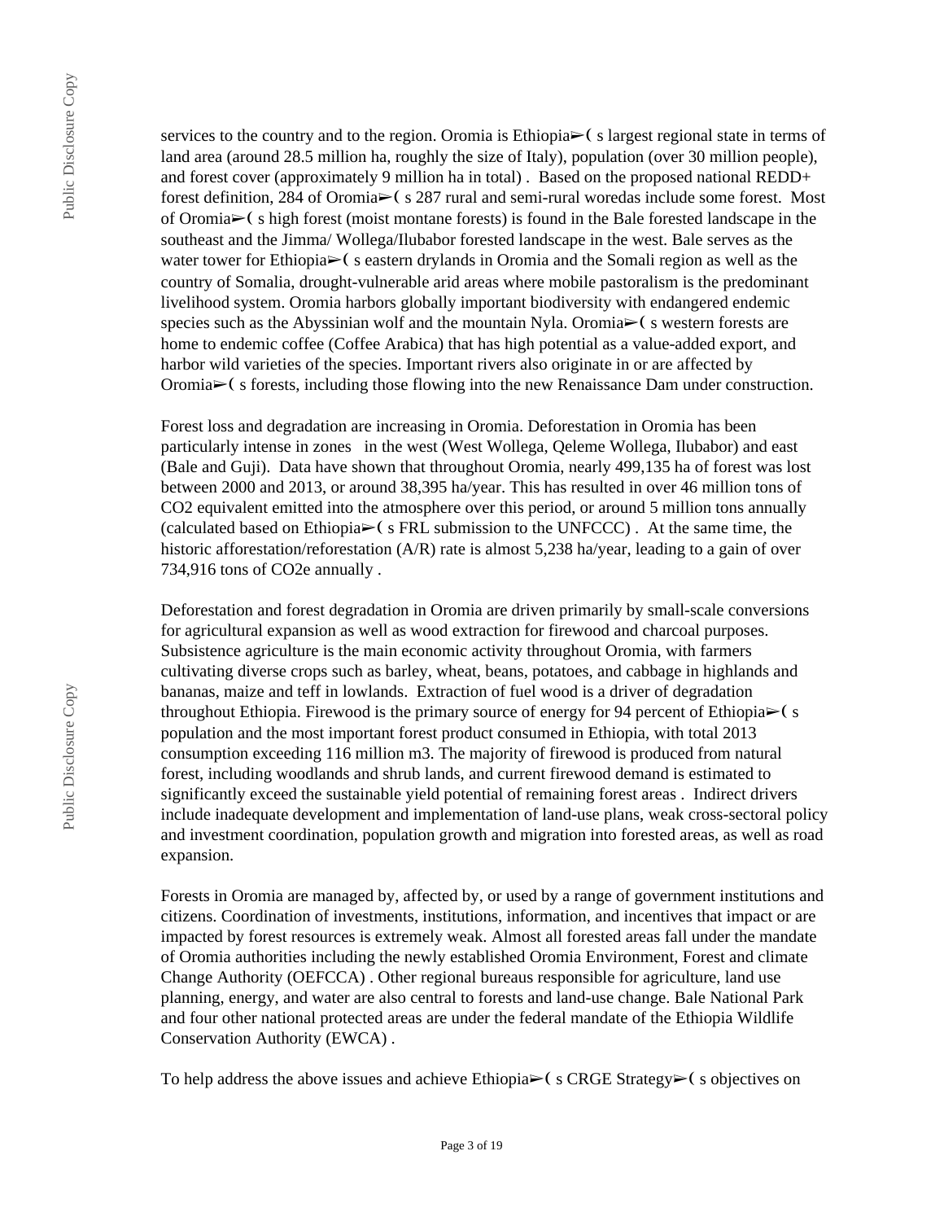services to the country and to the region. Oromia is Ethiopia➢( s largest regional state in terms of land area (around 28.5 million ha, roughly the size of Italy), population (over 30 million people), and forest cover (approximately 9 million ha in total) . Based on the proposed national REDD+ forest definition, 284 of Oromia➢( s 287 rural and semi-rural woredas include some forest. Most of Oromia➢( s high forest (moist montane forests) is found in the Bale forested landscape in the southeast and the Jimma/ Wollega/Ilubabor forested landscape in the west. Bale serves as the water tower for Ethiopia➢( s eastern drylands in Oromia and the Somali region as well as the country of Somalia, drought-vulnerable arid areas where mobile pastoralism is the predominant livelihood system. Oromia harbors globally important biodiversity with endangered endemic species such as the Abyssinian wolf and the mountain Nyla. Oromia➢( s western forests are home to endemic coffee (Coffee Arabica) that has high potential as a value-added export, and harbor wild varieties of the species. Important rivers also originate in or are affected by Oromia➢( s forests, including those flowing into the new Renaissance Dam under construction.

Forest loss and degradation are increasing in Oromia. Deforestation in Oromia has been particularly intense in zones in the west (West Wollega, Qeleme Wollega, Ilubabor) and east (Bale and Guji). Data have shown that throughout Oromia, nearly 499,135 ha of forest was lost between 2000 and 2013, or around 38,395 ha/year. This has resulted in over 46 million tons of $CO_2$ equivalent emitted into the atmosphere over this period, or around 5 million tons annually (calculated based on Ethiopia➢( s FRL submission to the UNFCCC) . At the same time, the historic afforestation/reforestation (A/R) rate is almost 5,238 ha/year, leading to a gain of over 734,916 tons of $CO_2e$ annually .

Deforestation and forest degradation in Oromia are driven primarily by small-scale conversions for agricultural expansion as well as wood extraction for firewood and charcoal purposes. Subsistence agriculture is the main economic activity throughout Oromia, with farmers cultivating diverse crops such as barley, wheat, beans, potatoes, and cabbage in highlands and bananas, maize and teff in lowlands. Extraction of fuel wood is a driver of degradation throughout Ethiopia. Firewood is the primary source of energy for 94 percent of Ethiopia➢( s population and the most important forest product consumed in Ethiopia, with total 2013 consumption exceeding 116 million m3. The majority of firewood is produced from natural forest, including woodlands and shrub lands, and current firewood demand is estimated to significantly exceed the sustainable yield potential of remaining forest areas . Indirect drivers include inadequate development and implementation of land-use plans, weak cross-sectoral policy and investment coordination, population growth and migration into forested areas, as well as road expansion.

Forests in Oromia are managed by, affected by, or used by a range of government institutions and citizens. Coordination of investments, institutions, information, and incentives that impact or are impacted by forest resources is extremely weak. Almost all forested areas fall under the mandate of Oromia authorities including the newly established Oromia Environment, Forest and climate Change Authority (OEFCCA) . Other regional bureaus responsible for agriculture, land use planning, energy, and water are also central to forests and land-use change. Bale National Park and four other national protected areas are under the federal mandate of the Ethiopia Wildlife Conservation Authority (EWCA) .

To help address the above issues and achieve Ethiopia➢( s CRGE Strategy➢( s objectives on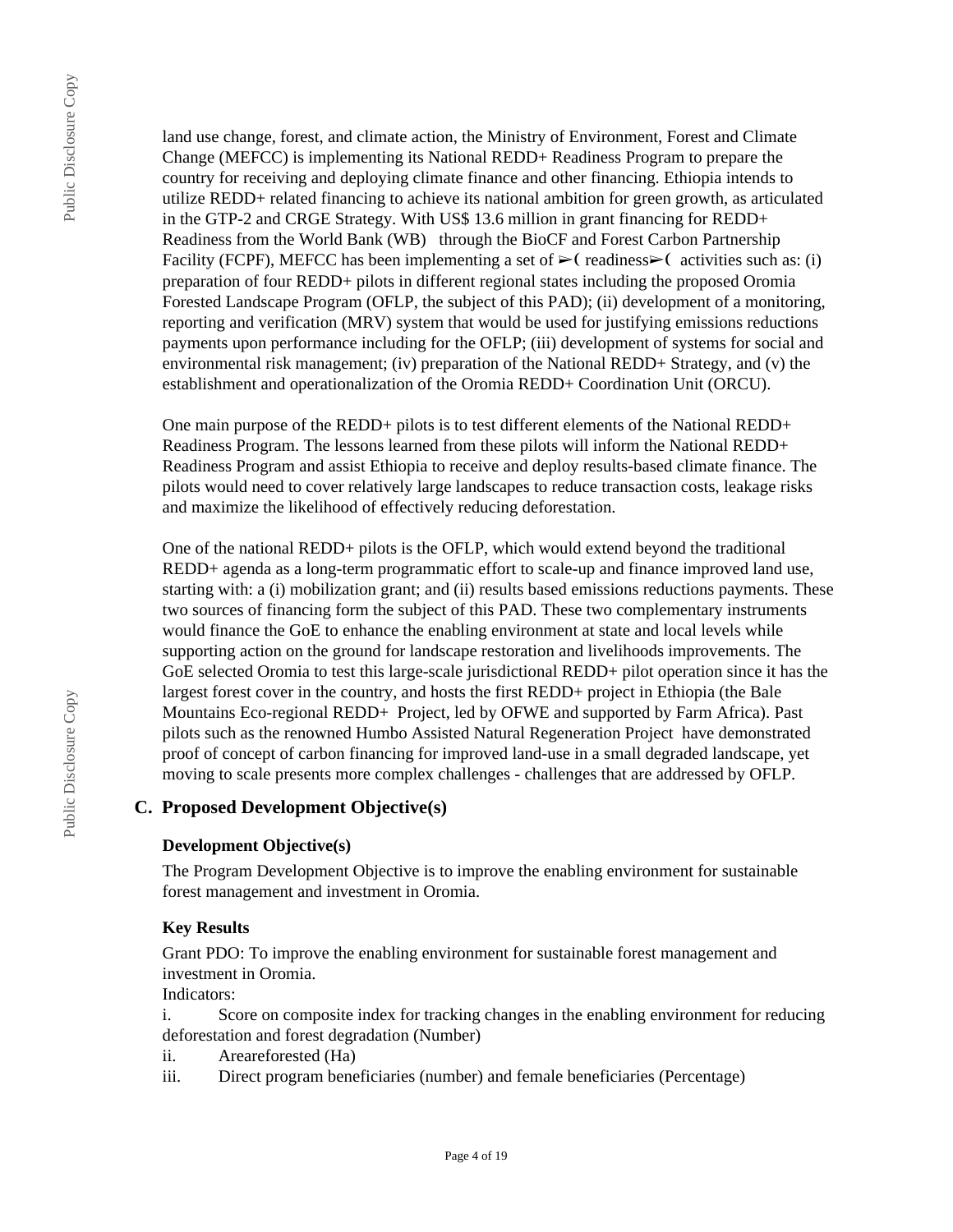land use change, forest, and climate action, the Ministry of Environment, Forest and Climate Change (MEFCC) is implementing its National REDD+ Readiness Program to prepare the country for receiving and deploying climate finance and other financing. Ethiopia intends to utilize REDD+ related financing to achieve its national ambition for green growth, as articulated in the GTP-2 and CRGE Strategy. With US$ 13.6 million in grant financing for REDD+ Readiness from the World Bank (WB) through the BioCF and Forest Carbon Partnership Facility (FCPF), MEFCC has been implementing a set of ➢( readiness➢( activities such as: (i) preparation of four REDD+ pilots in different regional states including the proposed Oromia Forested Landscape Program (OFLP, the subject of this PAD); (ii) development of a monitoring, reporting and verification (MRV) system that would be used for justifying emissions reductions payments upon performance including for the OFLP; (iii) development of systems for social and environmental risk management; (iv) preparation of the National REDD+ Strategy, and (v) the establishment and operationalization of the Oromia REDD+ Coordination Unit (ORCU).

One main purpose of the REDD+ pilots is to test different elements of the National REDD+ Readiness Program. The lessons learned from these pilots will inform the National REDD+ Readiness Program and assist Ethiopia to receive and deploy results-based climate finance. The pilots would need to cover relatively large landscapes to reduce transaction costs, leakage risks and maximize the likelihood of effectively reducing deforestation.

One of the national REDD+ pilots is the OFLP, which would extend beyond the traditional REDD+ agenda as a long-term programmatic effort to scale-up and finance improved land use, starting with: a (i) mobilization grant; and (ii) results based emissions reductions payments. These two sources of financing form the subject of this PAD. These two complementary instruments would finance the GoE to enhance the enabling environment at state and local levels while supporting action on the ground for landscape restoration and livelihoods improvements. The GoE selected Oromia to test this large-scale jurisdictional REDD+ pilot operation since it has the largest forest cover in the country, and hosts the first REDD+ project in Ethiopia (the Bale Mountains Eco-regional REDD+ Project, led by OFWE and supported by Farm Africa). Past pilots such as the renowned Humbo Assisted Natural Regeneration Project have demonstrated proof of concept of carbon financing for improved land-use in a small degraded landscape, yet moving to scale presents more complex challenges - challenges that are addressed by OFLP.

## C. Proposed Development Objective(s)

### Development Objective(s)

The Program Development Objective is to improve the enabling environment for sustainable forest management and investment in Oromia.

### Key Results

Grant PDO: To improve the enabling environment for sustainable forest management and investment in Oromia.

Indicators:

i. Score on composite index for tracking changes in the enabling environment for reducing deforestation and forest degradation (Number)

ii. Areareforested (Ha)

iii. Direct program beneficiaries (number) and female beneficiaries (Percentage)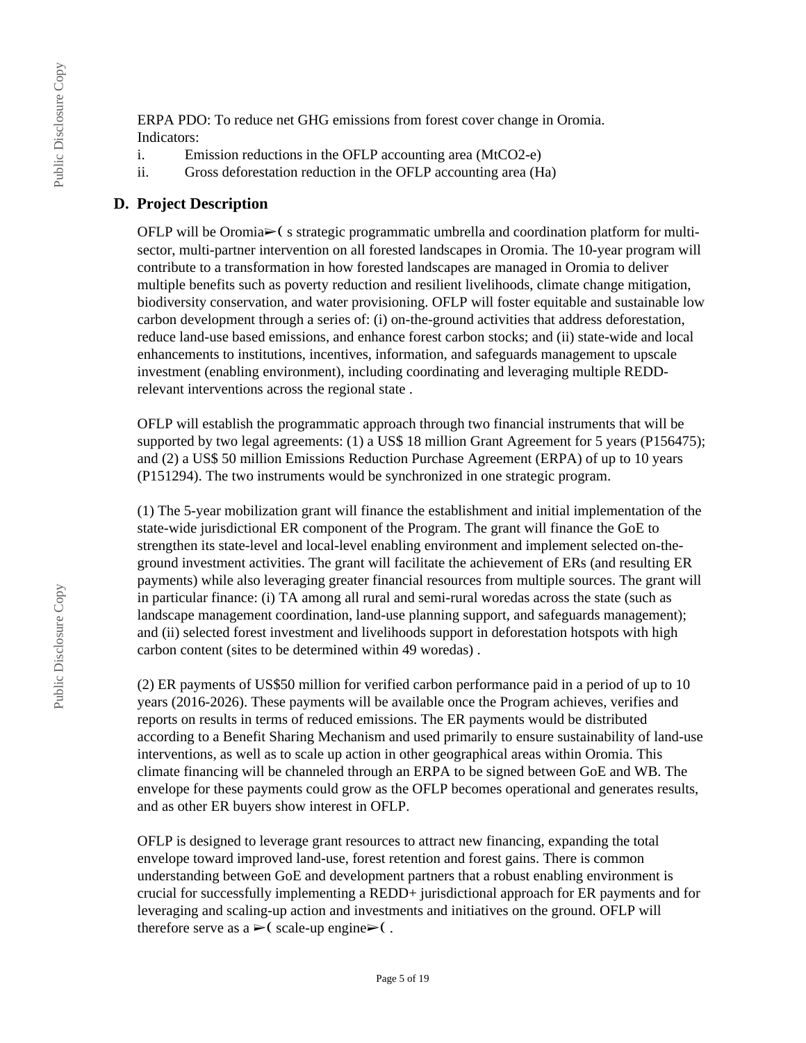ERPA PDO: To reduce net GHG emissions from forest cover change in Oromia.
Indicators:

i. Emission reductions in the OFLP accounting area (MtCO2-e)
ii. Gross deforestation reduction in the OFLP accounting area (Ha)

## D. Project Description

OFLP will be Oromia➢( s strategic programmatic umbrella and coordination platform for multi-sector, multi-partner intervention on all forested landscapes in Oromia. The 10-year program will contribute to a transformation in how forested landscapes are managed in Oromia to deliver multiple benefits such as poverty reduction and resilient livelihoods, climate change mitigation, biodiversity conservation, and water provisioning. OFLP will foster equitable and sustainable low carbon development through a series of: (i) on-the-ground activities that address deforestation, reduce land-use based emissions, and enhance forest carbon stocks; and (ii) state-wide and local enhancements to institutions, incentives, information, and safeguards management to upscale investment (enabling environment), including coordinating and leveraging multiple REDD-relevant interventions across the regional state .

OFLP will establish the programmatic approach through two financial instruments that will be supported by two legal agreements: (1) a US$ 18 million Grant Agreement for 5 years (P156475); and (2) a US$ 50 million Emissions Reduction Purchase Agreement (ERPA) of up to 10 years (P151294). The two instruments would be synchronized in one strategic program.

(1) The 5-year mobilization grant will finance the establishment and initial implementation of the state-wide jurisdictional ER component of the Program. The grant will finance the GoE to strengthen its state-level and local-level enabling environment and implement selected on-the-ground investment activities. The grant will facilitate the achievement of ERs (and resulting ER payments) while also leveraging greater financial resources from multiple sources. The grant will in particular finance: (i) TA among all rural and semi-rural woredas across the state (such as landscape management coordination, land-use planning support, and safeguards management); and (ii) selected forest investment and livelihoods support in deforestation hotspots with high carbon content (sites to be determined within 49 woredas) .

(2) ER payments of US$50 million for verified carbon performance paid in a period of up to 10 years (2016-2026). These payments will be available once the Program achieves, verifies and reports on results in terms of reduced emissions. The ER payments would be distributed according to a Benefit Sharing Mechanism and used primarily to ensure sustainability of land-use interventions, as well as to scale up action in other geographical areas within Oromia. This climate financing will be channeled through an ERPA to be signed between GoE and WB. The envelope for these payments could grow as the OFLP becomes operational and generates results, and as other ER buyers show interest in OFLP.

OFLP is designed to leverage grant resources to attract new financing, expanding the total envelope toward improved land-use, forest retention and forest gains. There is common understanding between GoE and development partners that a robust enabling environment is crucial for successfully implementing a REDD+ jurisdictional approach for ER payments and for leveraging and scaling-up action and investments and initiatives on the ground. OFLP will therefore serve as a ➢( scale-up engine➢( .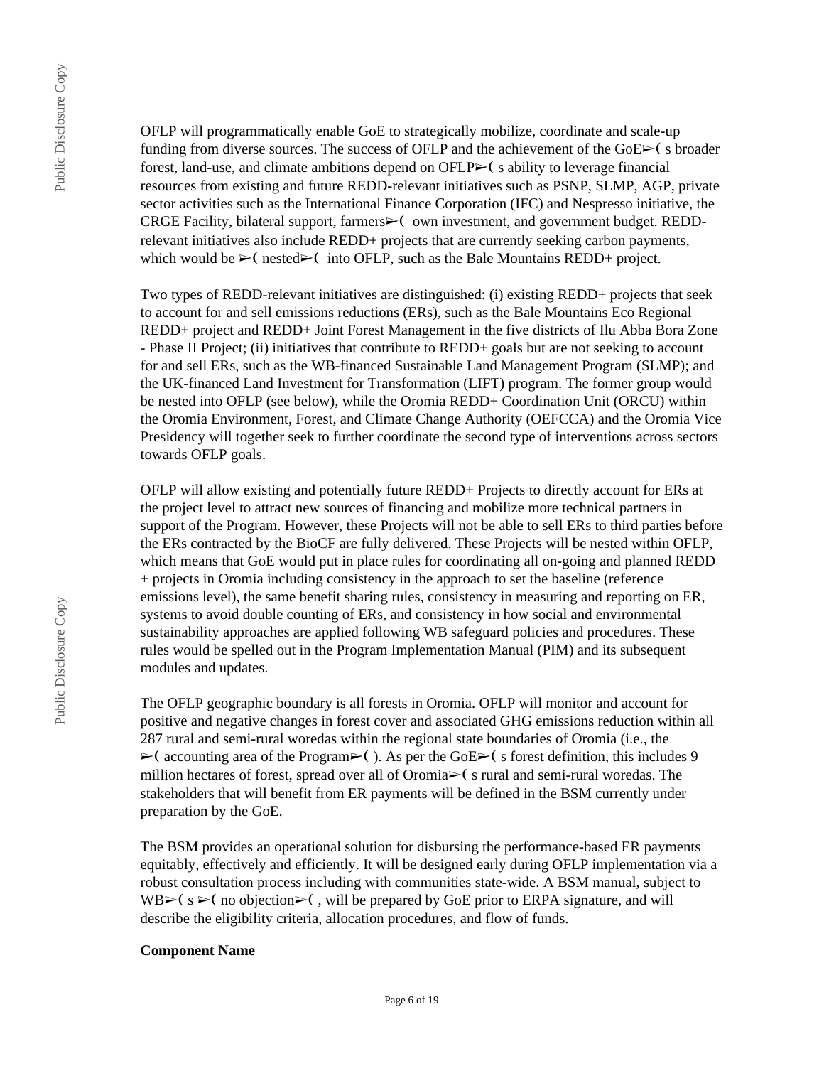OFLP will programmatically enable GoE to strategically mobilize, coordinate and scale-up funding from diverse sources. The success of OFLP and the achievement of the GoE➢( s broader forest, land-use, and climate ambitions depend on OFLP➢( s ability to leverage financial resources from existing and future REDD-relevant initiatives such as PSNP, SLMP, AGP, private sector activities such as the International Finance Corporation (IFC) and Nespresso initiative, the CRGE Facility, bilateral support, farmers➢( own investment, and government budget. REDD-relevant initiatives also include REDD+ projects that are currently seeking carbon payments, which would be ➢( nested➢( into OFLP, such as the Bale Mountains REDD+ project.

Two types of REDD-relevant initiatives are distinguished: (i) existing REDD+ projects that seek to account for and sell emissions reductions (ERs), such as the Bale Mountains Eco Regional REDD+ project and REDD+ Joint Forest Management in the five districts of Ilu Abba Bora Zone - Phase II Project; (ii) initiatives that contribute to REDD+ goals but are not seeking to account for and sell ERs, such as the WB-financed Sustainable Land Management Program (SLMP); and the UK-financed Land Investment for Transformation (LIFT) program. The former group would be nested into OFLP (see below), while the Oromia REDD+ Coordination Unit (ORCU) within the Oromia Environment, Forest, and Climate Change Authority (OEFCCA) and the Oromia Vice Presidency will together seek to further coordinate the second type of interventions across sectors towards OFLP goals.

OFLP will allow existing and potentially future REDD+ Projects to directly account for ERs at the project level to attract new sources of financing and mobilize more technical partners in support of the Program. However, these Projects will not be able to sell ERs to third parties before the ERs contracted by the BioCF are fully delivered. These Projects will be nested within OFLP, which means that GoE would put in place rules for coordinating all on-going and planned REDD + projects in Oromia including consistency in the approach to set the baseline (reference emissions level), the same benefit sharing rules, consistency in measuring and reporting on ER, systems to avoid double counting of ERs, and consistency in how social and environmental sustainability approaches are applied following WB safeguard policies and procedures. These rules would be spelled out in the Program Implementation Manual (PIM) and its subsequent modules and updates.

The OFLP geographic boundary is all forests in Oromia. OFLP will monitor and account for positive and negative changes in forest cover and associated GHG emissions reduction within all 287 rural and semi-rural woredas within the regional state boundaries of Oromia (i.e., the ➢( accounting area of the Program➢( ). As per the GoE➢( s forest definition, this includes 9 million hectares of forest, spread over all of Oromia➢( s rural and semi-rural woredas. The stakeholders that will benefit from ER payments will be defined in the BSM currently under preparation by the GoE.

The BSM provides an operational solution for disbursing the performance-based ER payments equitably, effectively and efficiently. It will be designed early during OFLP implementation via a robust consultation process including with communities state-wide. A BSM manual, subject to WB➢( s ➢( no objection➢( , will be prepared by GoE prior to ERPA signature, and will describe the eligibility criteria, allocation procedures, and flow of funds.

**Component Name**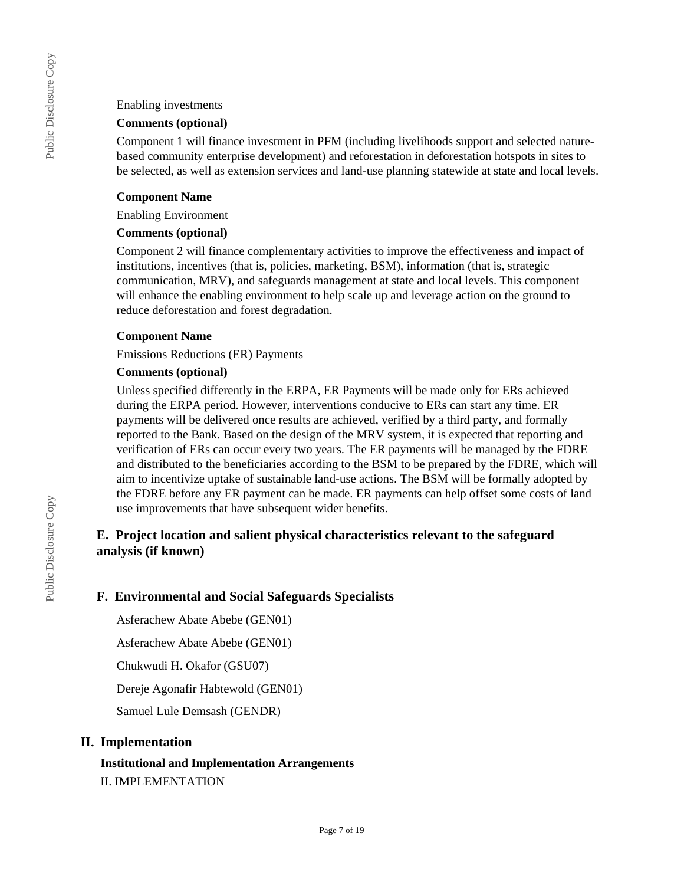Enabling investments

**Comments (optional)**

Component 1 will finance investment in PFM (including livelihoods support and selected nature-based community enterprise development) and reforestation in deforestation hotspots in sites to be selected, as well as extension services and land-use planning statewide at state and local levels.

**Component Name**

Enabling Environment

**Comments (optional)**

Component 2 will finance complementary activities to improve the effectiveness and impact of institutions, incentives (that is, policies, marketing, BSM), information (that is, strategic communication, MRV), and safeguards management at state and local levels. This component will enhance the enabling environment to help scale up and leverage action on the ground to reduce deforestation and forest degradation.

**Component Name**

Emissions Reductions (ER) Payments

**Comments (optional)**

Unless specified differently in the ERPA, ER Payments will be made only for ERs achieved during the ERPA period. However, interventions conducive to ERs can start any time. ER payments will be delivered once results are achieved, verified by a third party, and formally reported to the Bank. Based on the design of the MRV system, it is expected that reporting and verification of ERs can occur every two years. The ER payments will be managed by the FDRE and distributed to the beneficiaries according to the BSM to be prepared by the FDRE, which will aim to incentivize uptake of sustainable land-use actions. The BSM will be formally adopted by the FDRE before any ER payment can be made. ER payments can help offset some costs of land use improvements that have subsequent wider benefits.

## E. Project location and salient physical characteristics relevant to the safeguard analysis (if known)

## F. Environmental and Social Safeguards Specialists

Asferachew Abate Abebe (GEN01)

Asferachew Abate Abebe (GEN01)

Chukwudi H. Okafor (GSU07)

Dereje Agonafir Habtewold (GEN01)

Samuel Lule Demsash (GENDR)

# II. Implementation

**Institutional and Implementation Arrangements**

II. IMPLEMENTATION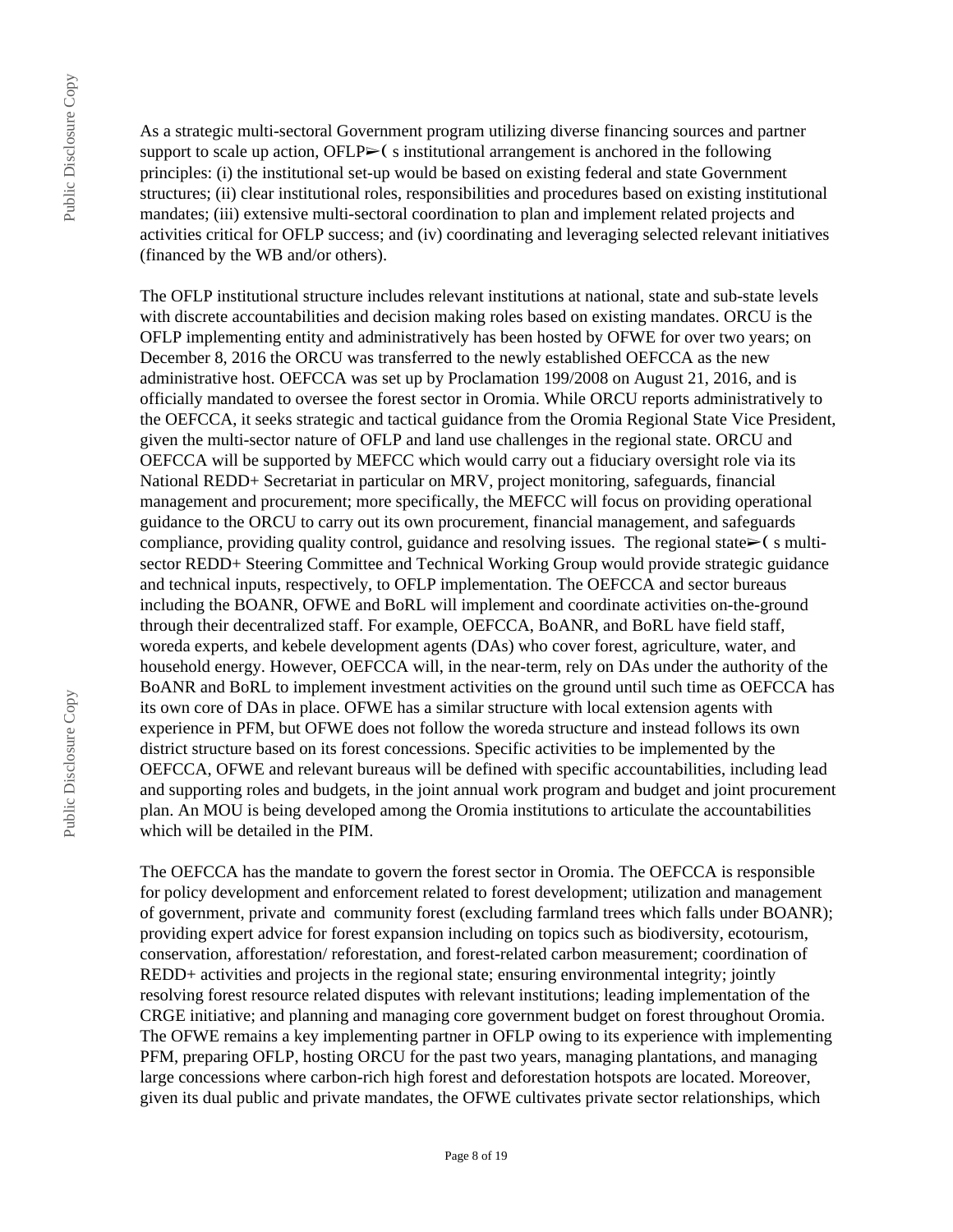As a strategic multi-sectoral Government program utilizing diverse financing sources and partner support to scale up action, OFLP➢( s institutional arrangement is anchored in the following principles: (i) the institutional set-up would be based on existing federal and state Government structures; (ii) clear institutional roles, responsibilities and procedures based on existing institutional mandates; (iii) extensive multi-sectoral coordination to plan and implement related projects and activities critical for OFLP success; and (iv) coordinating and leveraging selected relevant initiatives (financed by the WB and/or others).

The OFLP institutional structure includes relevant institutions at national, state and sub-state levels with discrete accountabilities and decision making roles based on existing mandates. ORCU is the OFLP implementing entity and administratively has been hosted by OFWE for over two years; on December 8, 2016 the ORCU was transferred to the newly established OEFCCA as the new administrative host. OEFCCA was set up by Proclamation 199/2008 on August 21, 2016, and is officially mandated to oversee the forest sector in Oromia. While ORCU reports administratively to the OEFCCA, it seeks strategic and tactical guidance from the Oromia Regional State Vice President, given the multi-sector nature of OFLP and land use challenges in the regional state. ORCU and OEFCCA will be supported by MEFCC which would carry out a fiduciary oversight role via its National REDD+ Secretariat in particular on MRV, project monitoring, safeguards, financial management and procurement; more specifically, the MEFCC will focus on providing operational guidance to the ORCU to carry out its own procurement, financial management, and safeguards compliance, providing quality control, guidance and resolving issues. The regional state➢( s multi-sector REDD+ Steering Committee and Technical Working Group would provide strategic guidance and technical inputs, respectively, to OFLP implementation. The OEFCCA and sector bureaus including the BOANR, OFWE and BoRL will implement and coordinate activities on-the-ground through their decentralized staff. For example, OEFCCA, BoANR, and BoRL have field staff, woreda experts, and kebele development agents (DAs) who cover forest, agriculture, water, and household energy. However, OEFCCA will, in the near-term, rely on DAs under the authority of the BoANR and BoRL to implement investment activities on the ground until such time as OEFCCA has its own core of DAs in place. OFWE has a similar structure with local extension agents with experience in PFM, but OFWE does not follow the woreda structure and instead follows its own district structure based on its forest concessions. Specific activities to be implemented by the OEFCCA, OFWE and relevant bureaus will be defined with specific accountabilities, including lead and supporting roles and budgets, in the joint annual work program and budget and joint procurement plan. An MOU is being developed among the Oromia institutions to articulate the accountabilities which will be detailed in the PIM.

The OEFCCA has the mandate to govern the forest sector in Oromia. The OEFCCA is responsible for policy development and enforcement related to forest development; utilization and management of government, private and community forest (excluding farmland trees which falls under BOANR); providing expert advice for forest expansion including on topics such as biodiversity, ecotourism, conservation, afforestation/ reforestation, and forest-related carbon measurement; coordination of REDD+ activities and projects in the regional state; ensuring environmental integrity; jointly resolving forest resource related disputes with relevant institutions; leading implementation of the CRGE initiative; and planning and managing core government budget on forest throughout Oromia. The OFWE remains a key implementing partner in OFLP owing to its experience with implementing PFM, preparing OFLP, hosting ORCU for the past two years, managing plantations, and managing large concessions where carbon-rich high forest and deforestation hotspots are located. Moreover, given its dual public and private mandates, the OFWE cultivates private sector relationships, which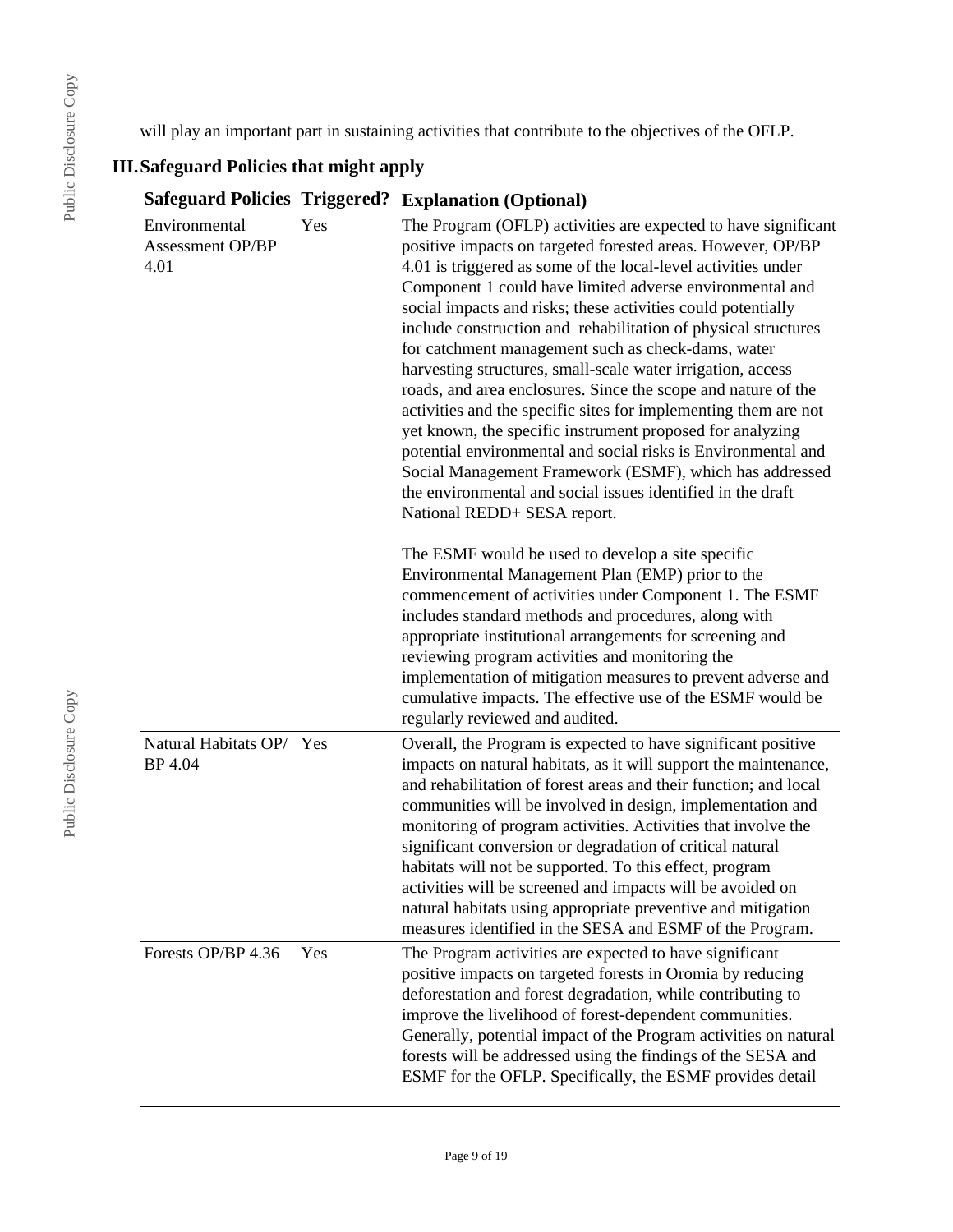will play an important part in sustaining activities that contribute to the objectives of the OFLP.

## III. Safeguard Policies that might apply

| Safeguard Policies | Triggered? | Explanation (Optional) |
| --- | --- | --- |
| Environmental Assessment OP/BP 4.01 | Yes | The Program (OFLP) activities are expected to have significant positive impacts on targeted forested areas. However, OP/BP 4.01 is triggered as some of the local-level activities under Component 1 could have limited adverse environmental and social impacts and risks; these activities could potentially include construction and rehabilitation of physical structures for catchment management such as check-dams, water harvesting structures, small-scale water irrigation, access roads, and area enclosures. Since the scope and nature of the activities and the specific sites for implementing them are not yet known, the specific instrument proposed for analyzing potential environmental and social risks is Environmental and Social Management Framework (ESMF), which has addressed the environmental and social issues identified in the draft National REDD+ SESA report.<br><br>The ESMF would be used to develop a site specific Environmental Management Plan (EMP) prior to the commencement of activities under Component 1. The ESMF includes standard methods and procedures, along with appropriate institutional arrangements for screening and reviewing program activities and monitoring the implementation of mitigation measures to prevent adverse and cumulative impacts. The effective use of the ESMF would be regularly reviewed and audited. |
| Natural Habitats OP/ BP 4.04 | Yes | Overall, the Program is expected to have significant positive impacts on natural habitats, as it will support the maintenance, and rehabilitation of forest areas and their function; and local communities will be involved in design, implementation and monitoring of program activities. Activities that involve the significant conversion or degradation of critical natural habitats will not be supported. To this effect, program activities will be screened and impacts will be avoided on natural habitats using appropriate preventive and mitigation measures identified in the SESA and ESMF of the Program. |
| Forests OP/BP 4.36 | Yes | The Program activities are expected to have significant positive impacts on targeted forests in Oromia by reducing deforestation and forest degradation, while contributing to improve the livelihood of forest-dependent communities. Generally, potential impact of the Program activities on natural forests will be addressed using the findings of the SESA and ESMF for the OFLP. Specifically, the ESMF provides detail |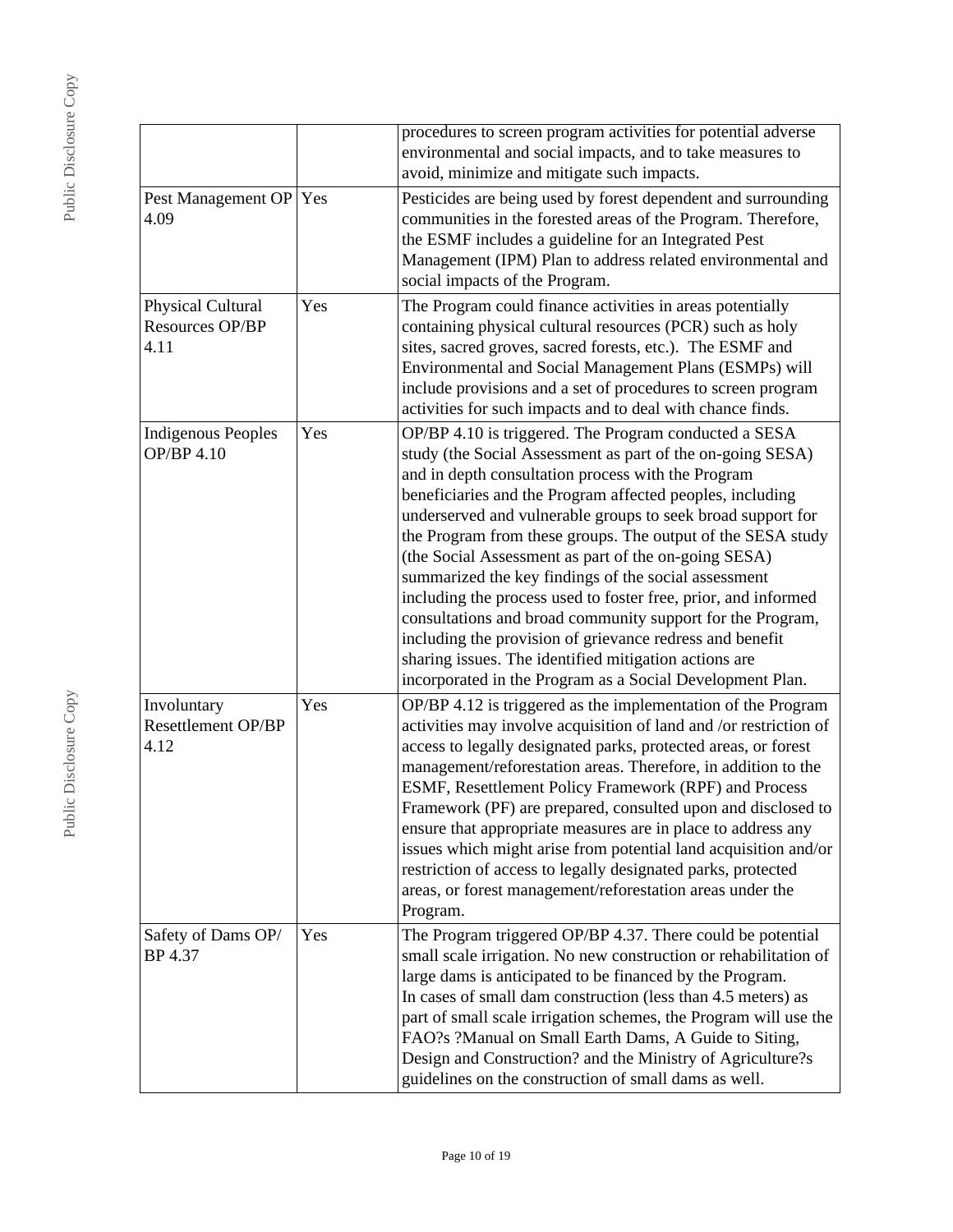| | | |
|---|---|---|
| | | procedures to screen program activities for potential adverse environmental and social impacts, and to take measures to avoid, minimize and mitigate such impacts. |
| Pest Management OP 4.09 | Yes | Pesticides are being used by forest dependent and surrounding communities in the forested areas of the Program. Therefore, the ESMF includes a guideline for an Integrated Pest Management (IPM) Plan to address related environmental and social impacts of the Program. |
| Physical Cultural Resources OP/BP 4.11 | Yes | The Program could finance activities in areas potentially containing physical cultural resources (PCR) such as holy sites, sacred groves, sacred forests, etc.). The ESMF and Environmental and Social Management Plans (ESMPs) will include provisions and a set of procedures to screen program activities for such impacts and to deal with chance finds. |
| Indigenous Peoples OP/BP 4.10 | Yes | OP/BP 4.10 is triggered. The Program conducted a SESA study (the Social Assessment as part of the on-going SESA) and in depth consultation process with the Program beneficiaries and the Program affected peoples, including underserved and vulnerable groups to seek broad support for the Program from these groups. The output of the SESA study (the Social Assessment as part of the on-going SESA) summarized the key findings of the social assessment including the process used to foster free, prior, and informed consultations and broad community support for the Program, including the provision of grievance redress and benefit sharing issues. The identified mitigation actions are incorporated in the Program as a Social Development Plan. |
| Involuntary Resettlement OP/BP 4.12 | Yes | OP/BP 4.12 is triggered as the implementation of the Program activities may involve acquisition of land and /or restriction of access to legally designated parks, protected areas, or forest management/reforestation areas. Therefore, in addition to the ESMF, Resettlement Policy Framework (RPF) and Process Framework (PF) are prepared, consulted upon and disclosed to ensure that appropriate measures are in place to address any issues which might arise from potential land acquisition and/or restriction of access to legally designated parks, protected areas, or forest management/reforestation areas under the Program. |
| Safety of Dams OP/ BP 4.37 | Yes | The Program triggered OP/BP 4.37. There could be potential small scale irrigation. No new construction or rehabilitation of large dams is anticipated to be financed by the Program. In cases of small dam construction (less than 4.5 meters) as part of small scale irrigation schemes, the Program will use the FAO?s ?Manual on Small Earth Dams, A Guide to Siting, Design and Construction? and the Ministry of Agriculture?s guidelines on the construction of small dams as well. |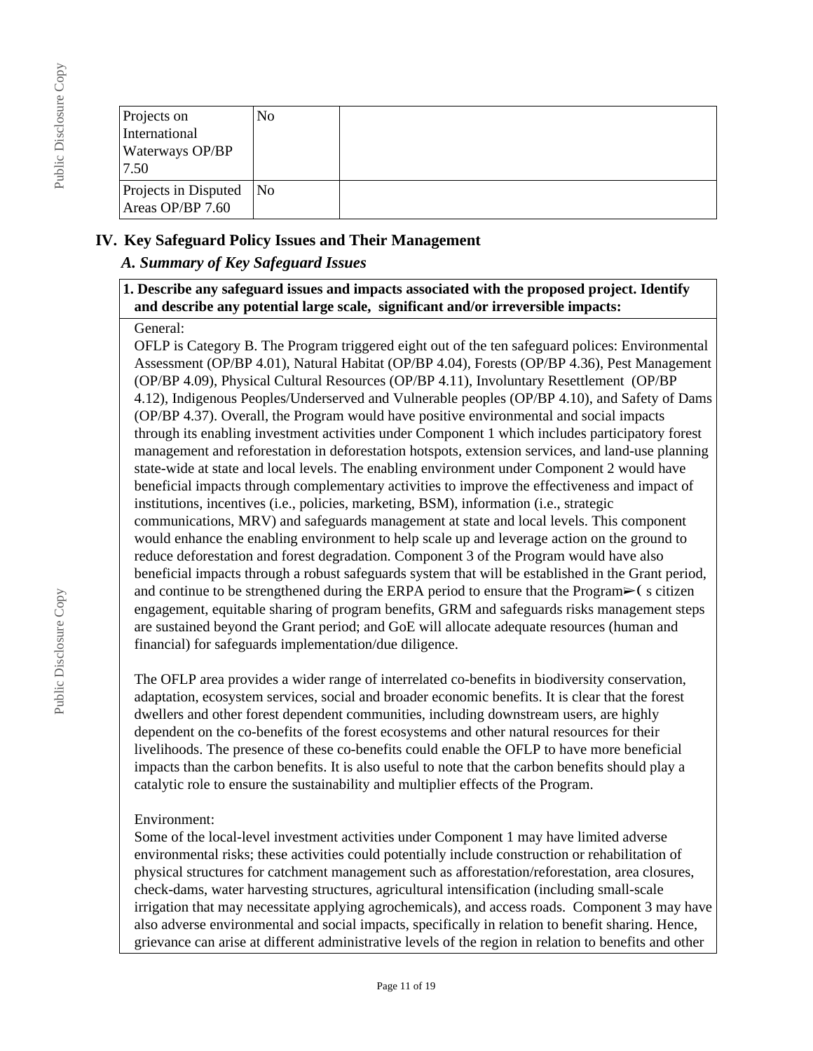| Projects on International Waterways OP/BP 7.50 | No | |
|---|---|---|
| Projects in Disputed Areas OP/BP 7.60 | No | |

## IV. Key Safeguard Policy Issues and Their Management

### *A. Summary of Key Safeguard Issues*

**1. Describe any safeguard issues and impacts associated with the proposed project. Identify and describe any potential large scale, significant and/or irreversible impacts:**

General:
OFLP is Category B. The Program triggered eight out of the ten safeguard polices: Environmental Assessment (OP/BP 4.01), Natural Habitat (OP/BP 4.04), Forests (OP/BP 4.36), Pest Management (OP/BP 4.09), Physical Cultural Resources (OP/BP 4.11), Involuntary Resettlement (OP/BP 4.12), Indigenous Peoples/Underserved and Vulnerable peoples (OP/BP 4.10), and Safety of Dams (OP/BP 4.37). Overall, the Program would have positive environmental and social impacts through its enabling investment activities under Component 1 which includes participatory forest management and reforestation in deforestation hotspots, extension services, and land-use planning state-wide at state and local levels. The enabling environment under Component 2 would have beneficial impacts through complementary activities to improve the effectiveness and impact of institutions, incentives (i.e., policies, marketing, BSM), information (i.e., strategic communications, MRV) and safeguards management at state and local levels. This component would enhance the enabling environment to help scale up and leverage action on the ground to reduce deforestation and forest degradation. Component 3 of the Program would have also beneficial impacts through a robust safeguards system that will be established in the Grant period, and continue to be strengthened during the ERPA period to ensure that the Program➢( s citizen engagement, equitable sharing of program benefits, GRM and safeguards risks management steps are sustained beyond the Grant period; and GoE will allocate adequate resources (human and financial) for safeguards implementation/due diligence.

The OFLP area provides a wider range of interrelated co-benefits in biodiversity conservation, adaptation, ecosystem services, social and broader economic benefits. It is clear that the forest dwellers and other forest dependent communities, including downstream users, are highly dependent on the co-benefits of the forest ecosystems and other natural resources for their livelihoods. The presence of these co-benefits could enable the OFLP to have more beneficial impacts than the carbon benefits. It is also useful to note that the carbon benefits should play a catalytic role to ensure the sustainability and multiplier effects of the Program.

Environment:
Some of the local-level investment activities under Component 1 may have limited adverse environmental risks; these activities could potentially include construction or rehabilitation of physical structures for catchment management such as afforestation/reforestation, area closures, check-dams, water harvesting structures, agricultural intensification (including small-scale irrigation that may necessitate applying agrochemicals), and access roads. Component 3 may have also adverse environmental and social impacts, specifically in relation to benefit sharing. Hence, grievance can arise at different administrative levels of the region in relation to benefits and other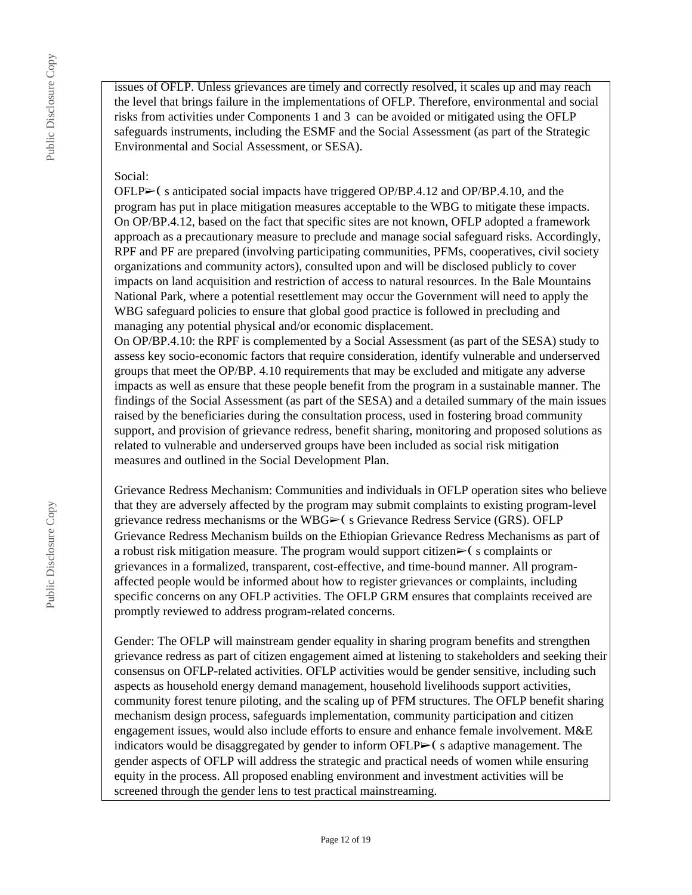issues of OFLP. Unless grievances are timely and correctly resolved, it scales up and may reach the level that brings failure in the implementations of OFLP. Therefore, environmental and social risks from activities under Components 1 and 3 can be avoided or mitigated using the OFLP safeguards instruments, including the ESMF and the Social Assessment (as part of the Strategic Environmental and Social Assessment, or SESA).

Social:

OFLP➢( s anticipated social impacts have triggered OP/BP.4.12 and OP/BP.4.10, and the program has put in place mitigation measures acceptable to the WBG to mitigate these impacts. On OP/BP.4.12, based on the fact that specific sites are not known, OFLP adopted a framework approach as a precautionary measure to preclude and manage social safeguard risks. Accordingly, RPF and PF are prepared (involving participating communities, PFMs, cooperatives, civil society organizations and community actors), consulted upon and will be disclosed publicly to cover impacts on land acquisition and restriction of access to natural resources. In the Bale Mountains National Park, where a potential resettlement may occur the Government will need to apply the WBG safeguard policies to ensure that global good practice is followed in precluding and managing any potential physical and/or economic displacement.

On OP/BP.4.10: the RPF is complemented by a Social Assessment (as part of the SESA) study to assess key socio-economic factors that require consideration, identify vulnerable and underserved groups that meet the OP/BP. 4.10 requirements that may be excluded and mitigate any adverse impacts as well as ensure that these people benefit from the program in a sustainable manner. The findings of the Social Assessment (as part of the SESA) and a detailed summary of the main issues raised by the beneficiaries during the consultation process, used in fostering broad community support, and provision of grievance redress, benefit sharing, monitoring and proposed solutions as related to vulnerable and underserved groups have been included as social risk mitigation measures and outlined in the Social Development Plan.

Grievance Redress Mechanism: Communities and individuals in OFLP operation sites who believe that they are adversely affected by the program may submit complaints to existing program-level grievance redress mechanisms or the WBG➢( s Grievance Redress Service (GRS). OFLP Grievance Redress Mechanism builds on the Ethiopian Grievance Redress Mechanisms as part of a robust risk mitigation measure. The program would support citizen➢( s complaints or grievances in a formalized, transparent, cost-effective, and time-bound manner. All program-affected people would be informed about how to register grievances or complaints, including specific concerns on any OFLP activities. The OFLP GRM ensures that complaints received are promptly reviewed to address program-related concerns.

Gender: The OFLP will mainstream gender equality in sharing program benefits and strengthen grievance redress as part of citizen engagement aimed at listening to stakeholders and seeking their consensus on OFLP-related activities. OFLP activities would be gender sensitive, including such aspects as household energy demand management, household livelihoods support activities, community forest tenure piloting, and the scaling up of PFM structures. The OFLP benefit sharing mechanism design process, safeguards implementation, community participation and citizen engagement issues, would also include efforts to ensure and enhance female involvement. M&E indicators would be disaggregated by gender to inform OFLP➢( s adaptive management. The gender aspects of OFLP will address the strategic and practical needs of women while ensuring equity in the process. All proposed enabling environment and investment activities will be screened through the gender lens to test practical mainstreaming.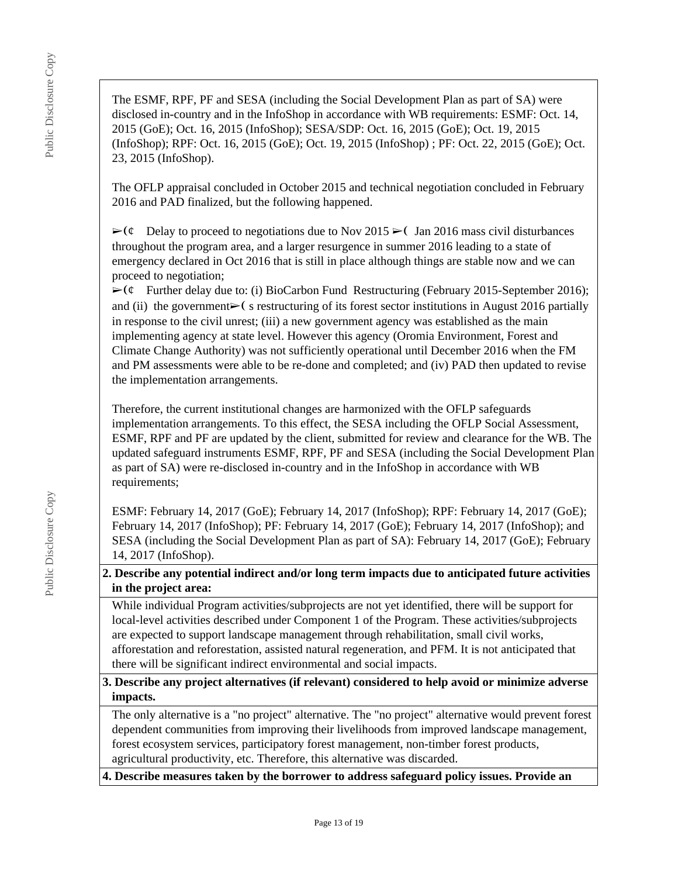The ESMF, RPF, PF and SESA (including the Social Development Plan as part of SA) were disclosed in-country and in the InfoShop in accordance with WB requirements: ESMF: Oct. 14, 2015 (GoE); Oct. 16, 2015 (InfoShop); SESA/SDP: Oct. 16, 2015 (GoE); Oct. 19, 2015 (InfoShop); RPF: Oct. 16, 2015 (GoE); Oct. 19, 2015 (InfoShop) ; PF: Oct. 22, 2015 (GoE); Oct. 23, 2015 (InfoShop).

The OFLP appraisal concluded in October 2015 and technical negotiation concluded in February 2016 and PAD finalized, but the following happened.

➢(¢ Delay to proceed to negotiations due to Nov 2015 ➢( Jan 2016 mass civil disturbances throughout the program area, and a larger resurgence in summer 2016 leading to a state of emergency declared in Oct 2016 that is still in place although things are stable now and we can proceed to negotiation;
➢(¢ Further delay due to: (i) BioCarbon Fund Restructuring (February 2015-September 2016); and (ii) the government➢( s restructuring of its forest sector institutions in August 2016 partially in response to the civil unrest; (iii) a new government agency was established as the main implementing agency at state level. However this agency (Oromia Environment, Forest and Climate Change Authority) was not sufficiently operational until December 2016 when the FM and PM assessments were able to be re-done and completed; and (iv) PAD then updated to revise the implementation arrangements.

Therefore, the current institutional changes are harmonized with the OFLP safeguards implementation arrangements. To this effect, the SESA including the OFLP Social Assessment, ESMF, RPF and PF are updated by the client, submitted for review and clearance for the WB. The updated safeguard instruments ESMF, RPF, PF and SESA (including the Social Development Plan as part of SA) were re-disclosed in-country and in the InfoShop in accordance with WB requirements;

ESMF: February 14, 2017 (GoE); February 14, 2017 (InfoShop); RPF: February 14, 2017 (GoE); February 14, 2017 (InfoShop); PF: February 14, 2017 (GoE); February 14, 2017 (InfoShop); and SESA (including the Social Development Plan as part of SA): February 14, 2017 (GoE); February 14, 2017 (InfoShop).

**2. Describe any potential indirect and/or long term impacts due to anticipated future activities in the project area:**

While individual Program activities/subprojects are not yet identified, there will be support for local-level activities described under Component 1 of the Program. These activities/subprojects are expected to support landscape management through rehabilitation, small civil works, afforestation and reforestation, assisted natural regeneration, and PFM. It is not anticipated that there will be significant indirect environmental and social impacts.

**3. Describe any project alternatives (if relevant) considered to help avoid or minimize adverse impacts.**

The only alternative is a "no project" alternative. The "no project" alternative would prevent forest dependent communities from improving their livelihoods from improved landscape management, forest ecosystem services, participatory forest management, non-timber forest products, agricultural productivity, etc. Therefore, this alternative was discarded.

**4. Describe measures taken by the borrower to address safeguard policy issues. Provide an**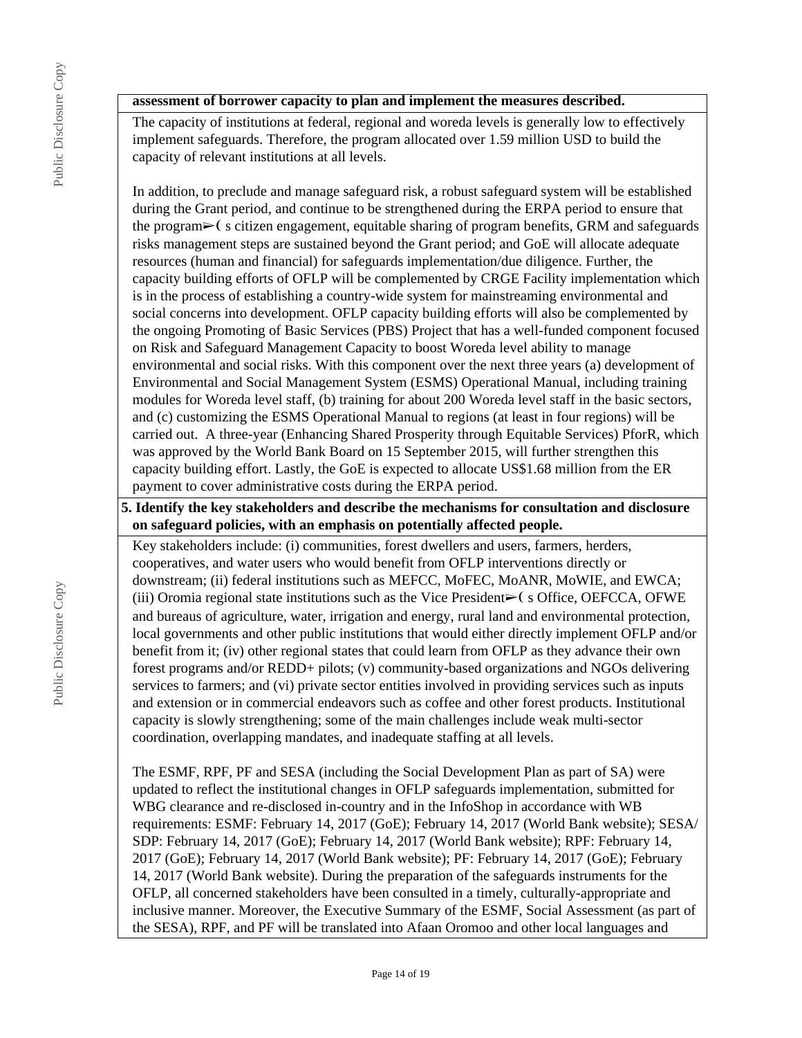**assessment of borrower capacity to plan and implement the measures described.**

The capacity of institutions at federal, regional and woreda levels is generally low to effectively implement safeguards. Therefore, the program allocated over 1.59 million USD to build the capacity of relevant institutions at all levels.

In addition, to preclude and manage safeguard risk, a robust safeguard system will be established during the Grant period, and continue to be strengthened during the ERPA period to ensure that the program➢( s citizen engagement, equitable sharing of program benefits, GRM and safeguards risks management steps are sustained beyond the Grant period; and GoE will allocate adequate resources (human and financial) for safeguards implementation/due diligence. Further, the capacity building efforts of OFLP will be complemented by CRGE Facility implementation which is in the process of establishing a country-wide system for mainstreaming environmental and social concerns into development. OFLP capacity building efforts will also be complemented by the ongoing Promoting of Basic Services (PBS) Project that has a well-funded component focused on Risk and Safeguard Management Capacity to boost Woreda level ability to manage environmental and social risks. With this component over the next three years (a) development of Environmental and Social Management System (ESMS) Operational Manual, including training modules for Woreda level staff, (b) training for about 200 Woreda level staff in the basic sectors, and (c) customizing the ESMS Operational Manual to regions (at least in four regions) will be carried out. A three-year (Enhancing Shared Prosperity through Equitable Services) PforR, which was approved by the World Bank Board on 15 September 2015, will further strengthen this capacity building effort. Lastly, the GoE is expected to allocate US$1.68 million from the ER payment to cover administrative costs during the ERPA period.

**5. Identify the key stakeholders and describe the mechanisms for consultation and disclosure on safeguard policies, with an emphasis on potentially affected people.**

Key stakeholders include: (i) communities, forest dwellers and users, farmers, herders, cooperatives, and water users who would benefit from OFLP interventions directly or downstream; (ii) federal institutions such as MEFCC, MoFEC, MoANR, MoWIE, and EWCA; (iii) Oromia regional state institutions such as the Vice President➢( s Office, OEFCCA, OFWE and bureaus of agriculture, water, irrigation and energy, rural land and environmental protection, local governments and other public institutions that would either directly implement OFLP and/or benefit from it; (iv) other regional states that could learn from OFLP as they advance their own forest programs and/or REDD+ pilots; (v) community-based organizations and NGOs delivering services to farmers; and (vi) private sector entities involved in providing services such as inputs and extension or in commercial endeavors such as coffee and other forest products. Institutional capacity is slowly strengthening; some of the main challenges include weak multi-sector coordination, overlapping mandates, and inadequate staffing at all levels.

The ESMF, RPF, PF and SESA (including the Social Development Plan as part of SA) were updated to reflect the institutional changes in OFLP safeguards implementation, submitted for WBG clearance and re-disclosed in-country and in the InfoShop in accordance with WB requirements: ESMF: February 14, 2017 (GoE); February 14, 2017 (World Bank website); SESA/ SDP: February 14, 2017 (GoE); February 14, 2017 (World Bank website); RPF: February 14, 2017 (GoE); February 14, 2017 (World Bank website); PF: February 14, 2017 (GoE); February 14, 2017 (World Bank website). During the preparation of the safeguards instruments for the OFLP, all concerned stakeholders have been consulted in a timely, culturally-appropriate and inclusive manner. Moreover, the Executive Summary of the ESMF, Social Assessment (as part of the SESA), RPF, and PF will be translated into Afaan Oromoo and other local languages and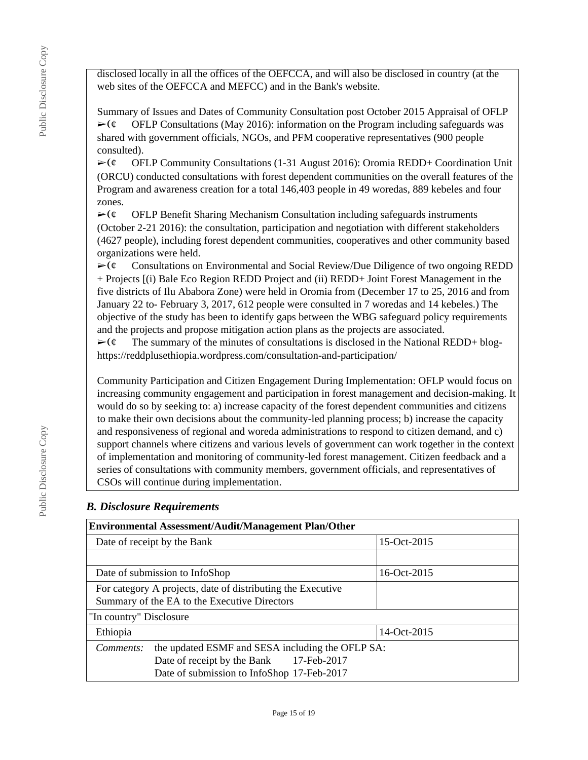disclosed locally in all the offices of the OEFCCA, and will also be disclosed in country (at the web sites of the OEFCCA and MEFCC) and in the Bank's website.

Summary of Issues and Dates of Community Consultation post October 2015 Appraisal of OFLP

- OFLP Consultations (May 2016): information on the Program including safeguards was shared with government officials, NGOs, and PFM cooperative representatives (900 people consulted).
- OFLP Community Consultations (1-31 August 2016): Oromia REDD+ Coordination Unit (ORCU) conducted consultations with forest dependent communities on the overall features of the Program and awareness creation for a total 146,403 people in 49 woredas, 889 kebeles and four zones.
- OFLP Benefit Sharing Mechanism Consultation including safeguards instruments (October 2-21 2016): the consultation, participation and negotiation with different stakeholders (4627 people), including forest dependent communities, cooperatives and other community based organizations were held.
- Consultations on Environmental and Social Review/Due Diligence of two ongoing REDD + Projects [(i) Bale Eco Region REDD Project and (ii) REDD+ Joint Forest Management in the five districts of Ilu Ababora Zone) were held in Oromia from (December 17 to 25, 2016 and from January 22 to- February 3, 2017, 612 people were consulted in 7 woredas and 14 kebeles.) The objective of the study has been to identify gaps between the WBG safeguard policy requirements and the projects and propose mitigation action plans as the projects are associated.
- The summary of the minutes of consultations is disclosed in the National REDD+ blog- https://reddplusethiopia.wordpress.com/consultation-and-participation/

Community Participation and Citizen Engagement During Implementation: OFLP would focus on increasing community engagement and participation in forest management and decision-making. It would do so by seeking to: a) increase capacity of the forest dependent communities and citizens to make their own decisions about the community-led planning process; b) increase the capacity and responsiveness of regional and woreda administrations to respond to citizen demand, and c) support channels where citizens and various levels of government can work together in the context of implementation and monitoring of community-led forest management. Citizen feedback and a series of consultations with community members, government officials, and representatives of CSOs will continue during implementation.

### *B. Disclosure Requirements*

| **Environmental Assessment/Audit/Management Plan/Other** | |
|---|---|
| Date of receipt by the Bank | 15-Oct-2015 |
| | |
| Date of submission to InfoShop | 16-Oct-2015 |
| For category A projects, date of distributing the Executive Summary of the EA to the Executive Directors | |
| "In country" Disclosure | |
| Ethiopia | 14-Oct-2015 |
| *Comments:* the updated ESMF and SESA including the OFLP SA: Date of receipt by the Bank 17-Feb-2017 Date of submission to InfoShop 17-Feb-2017 | |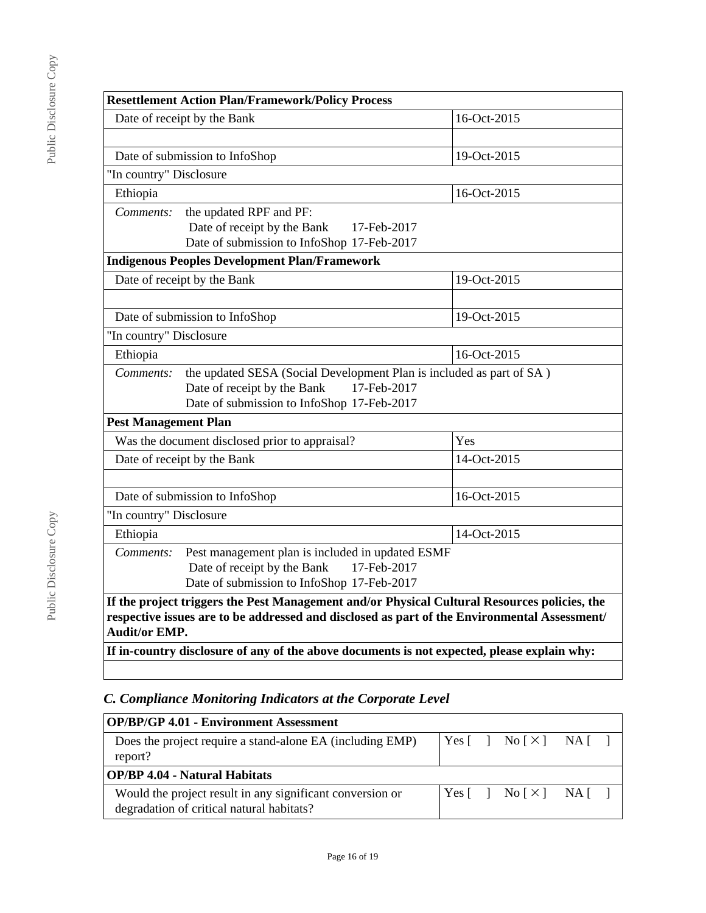| Resettlement Action Plan/Framework/Policy Process | |
|---|---|
| Date of receipt by the Bank | 16-Oct-2015 |
| | |
| Date of submission to InfoShop | 19-Oct-2015 |
| "In country" Disclosure | |
| Ethiopia | 16-Oct-2015 |
| *Comments:* the updated RPF and PF:<br>Date of receipt by the Bank 17-Feb-2017<br>Date of submission to InfoShop 17-Feb-2017 | |
| **Indigenous Peoples Development Plan/Framework** | |
| Date of receipt by the Bank | 19-Oct-2015 |
| | |
| Date of submission to InfoShop | 19-Oct-2015 |
| "In country" Disclosure | |
| Ethiopia | 16-Oct-2015 |
| *Comments:* the updated SESA (Social Development Plan is included as part of SA )<br>Date of receipt by the Bank 17-Feb-2017<br>Date of submission to InfoShop 17-Feb-2017 | |
| **Pest Management Plan** | |
| Was the document disclosed prior to appraisal? | Yes |
| Date of receipt by the Bank | 14-Oct-2015 |
| | |
| Date of submission to InfoShop | 16-Oct-2015 |
| "In country" Disclosure | |
| Ethiopia | 14-Oct-2015 |
| *Comments:* Pest management plan is included in updated ESMF<br>Date of receipt by the Bank 17-Feb-2017<br>Date of submission to InfoShop 17-Feb-2017 | |
| **If the project triggers the Pest Management and/or Physical Cultural Resources policies, the respective issues are to be addressed and disclosed as part of the Environmental Assessment/ Audit/or EMP.** | |
| **If in-country disclosure of any of the above documents is not expected, please explain why:** | |
| | |

### *C. Compliance Monitoring Indicators at the Corporate Level*

| OP/BP/GP 4.01 - Environment Assessment | |
|---|---|
| Does the project require a stand-alone EA (including EMP) report? | Yes [ ] No [ × ] NA [ ] |
| **OP/BP 4.04 - Natural Habitats** | |
| Would the project result in any significant conversion or degradation of critical natural habitats? | Yes [ ] No [ × ] NA [ ] |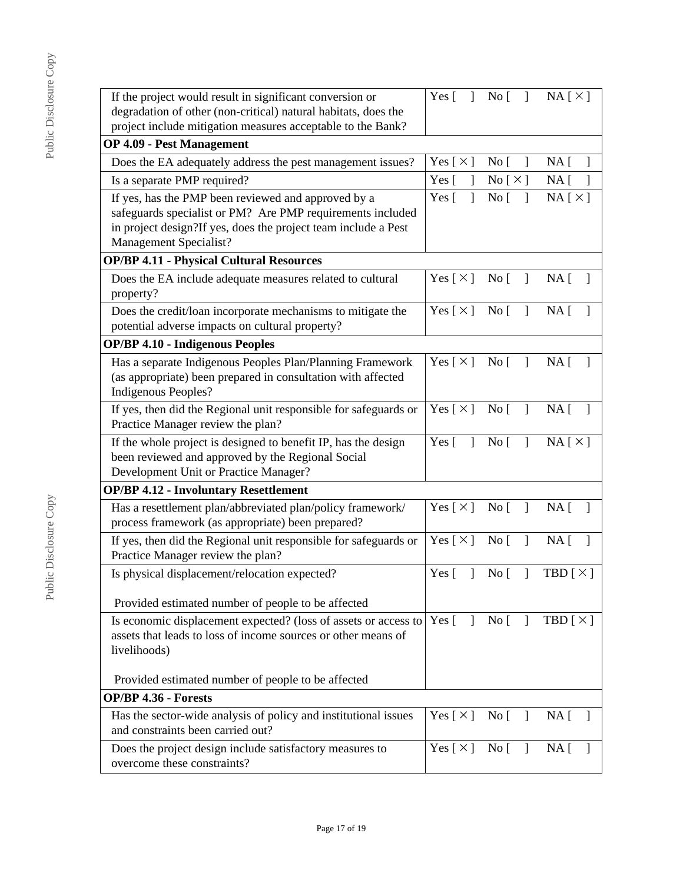| | |
|---|---|
| If the project would result in significant conversion or degradation of other (non-critical) natural habitats, does the project include mitigation measures acceptable to the Bank? | Yes [ ] No [ ] NA [ × ] |
| **OP 4.09 - Pest Management** | |
| Does the EA adequately address the pest management issues? | Yes [ × ] No [ ] NA [ ] |
| Is a separate PMP required? | Yes [ ] No [ × ] NA [ ] |
| If yes, has the PMP been reviewed and approved by a safeguards specialist or PM? Are PMP requirements included in project design?If yes, does the project team include a Pest Management Specialist? | Yes [ ] No [ ] NA [ × ] |
| **OP/BP 4.11 - Physical Cultural Resources** | |
| Does the EA include adequate measures related to cultural property? | Yes [ × ] No [ ] NA [ ] |
| Does the credit/loan incorporate mechanisms to mitigate the potential adverse impacts on cultural property? | Yes [ × ] No [ ] NA [ ] |
| **OP/BP 4.10 - Indigenous Peoples** | |
| Has a separate Indigenous Peoples Plan/Planning Framework (as appropriate) been prepared in consultation with affected Indigenous Peoples? | Yes [ × ] No [ ] NA [ ] |
| If yes, then did the Regional unit responsible for safeguards or Practice Manager review the plan? | Yes [ × ] No [ ] NA [ ] |
| If the whole project is designed to benefit IP, has the design been reviewed and approved by the Regional Social Development Unit or Practice Manager? | Yes [ ] No [ ] NA [ × ] |
| **OP/BP 4.12 - Involuntary Resettlement** | |
| Has a resettlement plan/abbreviated plan/policy framework/ process framework (as appropriate) been prepared? | Yes [ × ] No [ ] NA [ ] |
| If yes, then did the Regional unit responsible for safeguards or Practice Manager review the plan? | Yes [ × ] No [ ] NA [ ] |
| Is physical displacement/relocation expected?<br><br>Provided estimated number of people to be affected | Yes [ ] No [ ] TBD [ × ] |
| Is economic displacement expected? (loss of assets or access to assets that leads to loss of income sources or other means of livelihoods)<br><br>Provided estimated number of people to be affected | Yes [ ] No [ ] TBD [ × ] |
| **OP/BP 4.36 - Forests** | |
| Has the sector-wide analysis of policy and institutional issues and constraints been carried out? | Yes [ × ] No [ ] NA [ ] |
| Does the project design include satisfactory measures to overcome these constraints? | Yes [ × ] No [ ] NA [ ] |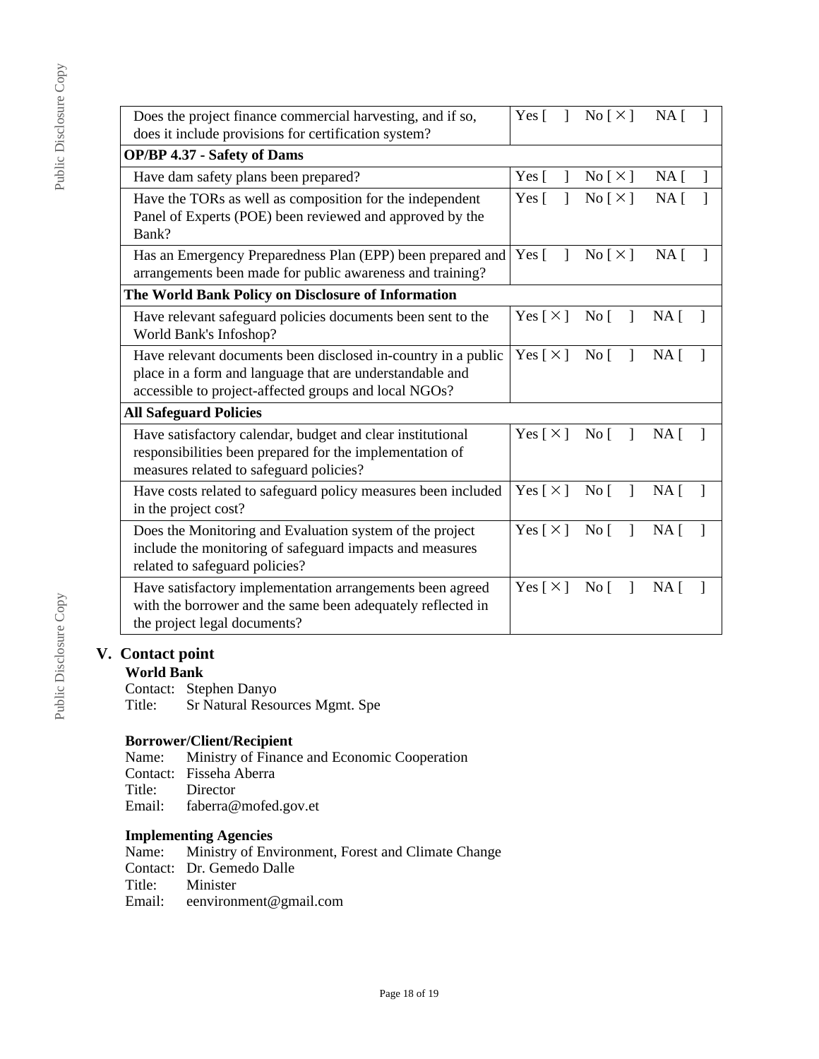| | | | |
|---|---|---|---|
| Does the project finance commercial harvesting, and if so, does it include provisions for certification system? | Yes [ ] | No [ × ] | NA [ ] |
| **OP/BP 4.37 - Safety of Dams** | | | |
| Have dam safety plans been prepared? | Yes [ ] | No [ × ] | NA [ ] |
| Have the TORs as well as composition for the independent Panel of Experts (POE) been reviewed and approved by the Bank? | Yes [ ] | No [ × ] | NA [ ] |
| Has an Emergency Preparedness Plan (EPP) been prepared and arrangements been made for public awareness and training? | Yes [ ] | No [ × ] | NA [ ] |
| **The World Bank Policy on Disclosure of Information** | | | |
| Have relevant safeguard policies documents been sent to the World Bank's Infoshop? | Yes [ × ] | No [ ] | NA [ ] |
| Have relevant documents been disclosed in-country in a public place in a form and language that are understandable and accessible to project-affected groups and local NGOs? | Yes [ × ] | No [ ] | NA [ ] |
| **All Safeguard Policies** | | | |
| Have satisfactory calendar, budget and clear institutional responsibilities been prepared for the implementation of measures related to safeguard policies? | Yes [ × ] | No [ ] | NA [ ] |
| Have costs related to safeguard policy measures been included in the project cost? | Yes [ × ] | No [ ] | NA [ ] |
| Does the Monitoring and Evaluation system of the project include the monitoring of safeguard impacts and measures related to safeguard policies? | Yes [ × ] | No [ ] | NA [ ] |
| Have satisfactory implementation arrangements been agreed with the borrower and the same been adequately reflected in the project legal documents? | Yes [ × ] | No [ ] | NA [ ] |

## V. Contact point

### World Bank

Contact: Stephen Danyo
Title: Sr Natural Resources Mgmt. Spe

### Borrower/Client/Recipient

Name: Ministry of Finance and Economic Cooperation
Contact: Fisseha Aberra
Title: Director
Email: faberra@mofed.gov.et

### Implementing Agencies

Name: Ministry of Environment, Forest and Climate Change
Contact: Dr. Gemedo Dalle
Title: Minister
Email: eenvironment@gmail.com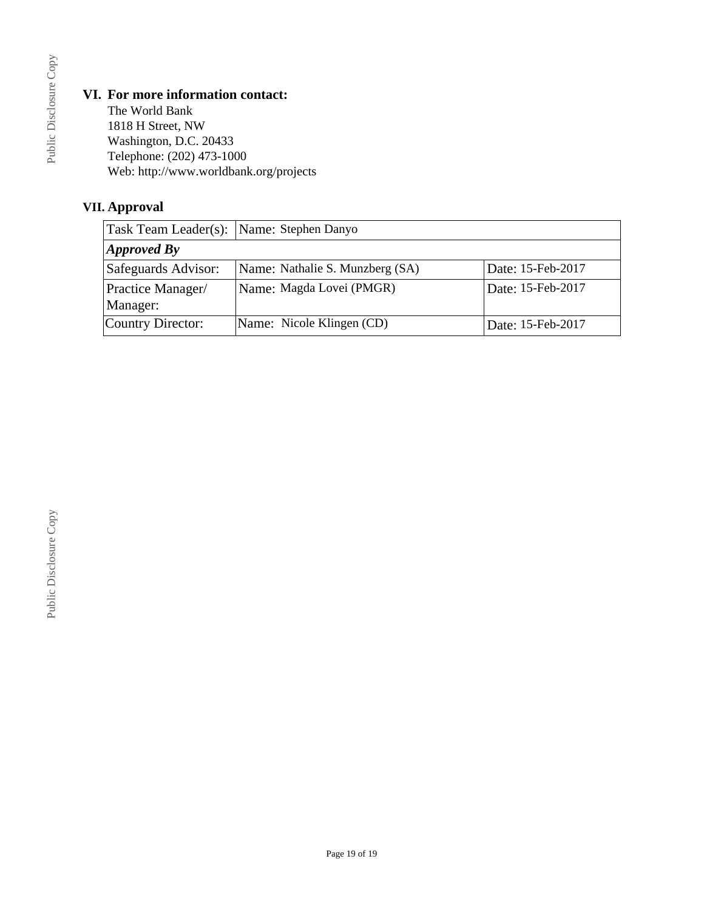## VI. For more information contact:

The World Bank
1818 H Street, NW
Washington, D.C. 20433
Telephone: (202) 473-1000
Web: http://www.worldbank.org/projects

## VII. Approval

| | | |
|---|---|---|
| Task Team Leader(s): | Name: Stephen Danyo | |
| ***Approved By*** | | |
| Safeguards Advisor: | Name: Nathalie S. Munzberg (SA) | Date: 15-Feb-2017 |
| Practice Manager/ Manager: | Name: Magda Lovei (PMGR) | Date: 15-Feb-2017 |
| Country Director: | Name: Nicole Klingen (CD) | Date: 15-Feb-2017 |